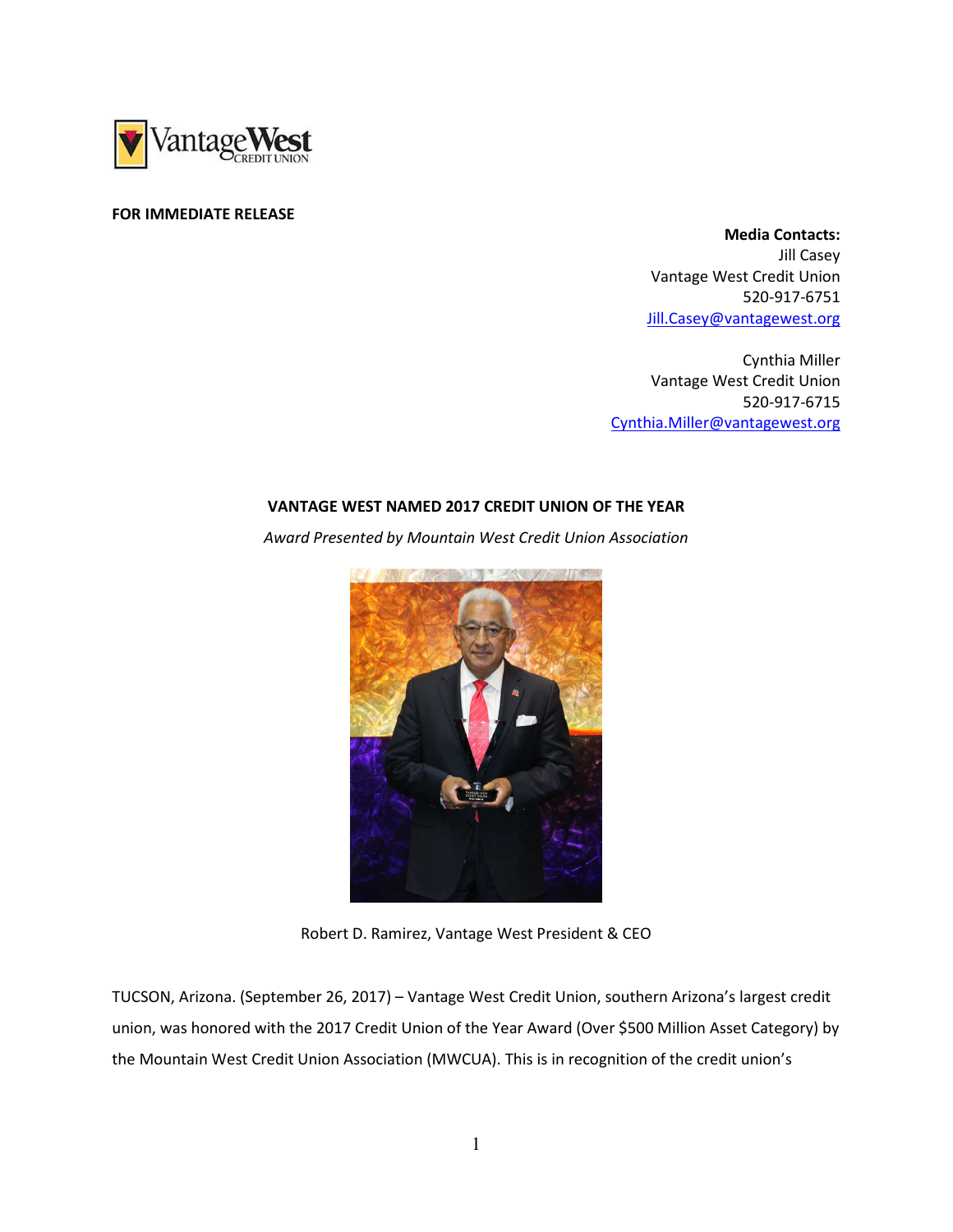**FOR IMMEDIATE RELEASE**

**Media Contacts:**
Jill Casey
Vantage West Credit Union
520-917-6751
Jill.Casey@vantagewest.org

Cynthia Miller
Vantage West Credit Union
520-917-6715
Cynthia.Miller@vantagewest.org

## VANTAGE WEST NAMED 2017 CREDIT UNION OF THE YEAR

*Award Presented by Mountain West Credit Union Association*

Robert D. Ramirez, Vantage West President & CEO

TUCSON, Arizona. (September 26, 2017) – Vantage West Credit Union, southern Arizona's largest credit union, was honored with the 2017 Credit Union of the Year Award (Over $500 Million Asset Category) by the Mountain West Credit Union Association (MWCUA). This is in recognition of the credit union's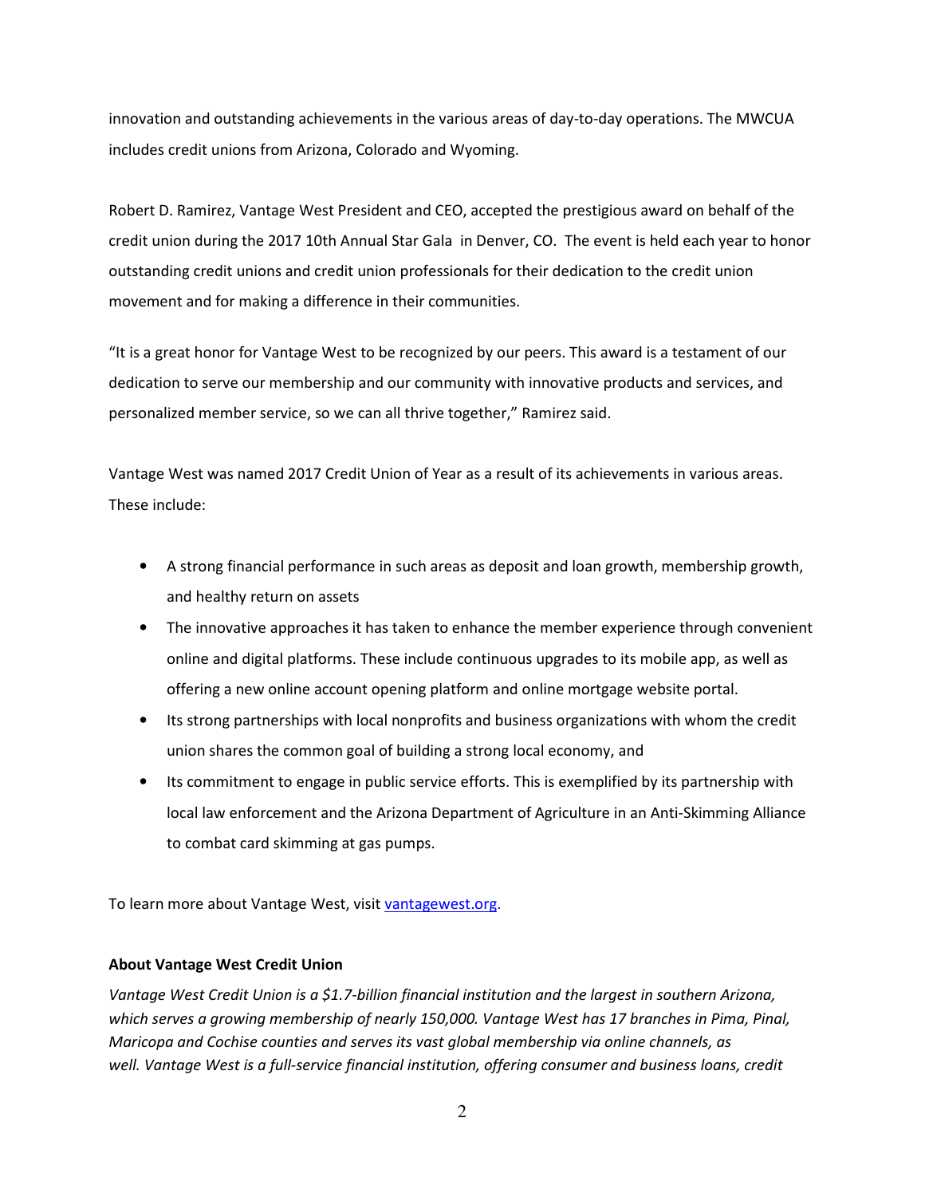innovation and outstanding achievements in the various areas of day-to-day operations. The MWCUA includes credit unions from Arizona, Colorado and Wyoming.

Robert D. Ramirez, Vantage West President and CEO, accepted the prestigious award on behalf of the credit union during the 2017 10th Annual Star Gala in Denver, CO. The event is held each year to honor outstanding credit unions and credit union professionals for their dedication to the credit union movement and for making a difference in their communities.

"It is a great honor for Vantage West to be recognized by our peers. This award is a testament of our dedication to serve our membership and our community with innovative products and services, and personalized member service, so we can all thrive together," Ramirez said.

Vantage West was named 2017 Credit Union of Year as a result of its achievements in various areas. These include:

- A strong financial performance in such areas as deposit and loan growth, membership growth, and healthy return on assets
- The innovative approaches it has taken to enhance the member experience through convenient online and digital platforms. These include continuous upgrades to its mobile app, as well as offering a new online account opening platform and online mortgage website portal.
- Its strong partnerships with local nonprofits and business organizations with whom the credit union shares the common goal of building a strong local economy, and
- Its commitment to engage in public service efforts. This is exemplified by its partnership with local law enforcement and the Arizona Department of Agriculture in an Anti-Skimming Alliance to combat card skimming at gas pumps.

To learn more about Vantage West, visit [vantagewest.org](vantagewest.org).

**About Vantage West Credit Union**

*Vantage West Credit Union is a $1.7-billion financial institution and the largest in southern Arizona, which serves a growing membership of nearly 150,000. Vantage West has 17 branches in Pima, Pinal, Maricopa and Cochise counties and serves its vast global membership via online channels, as well. Vantage West is a full-service financial institution, offering consumer and business loans, credit*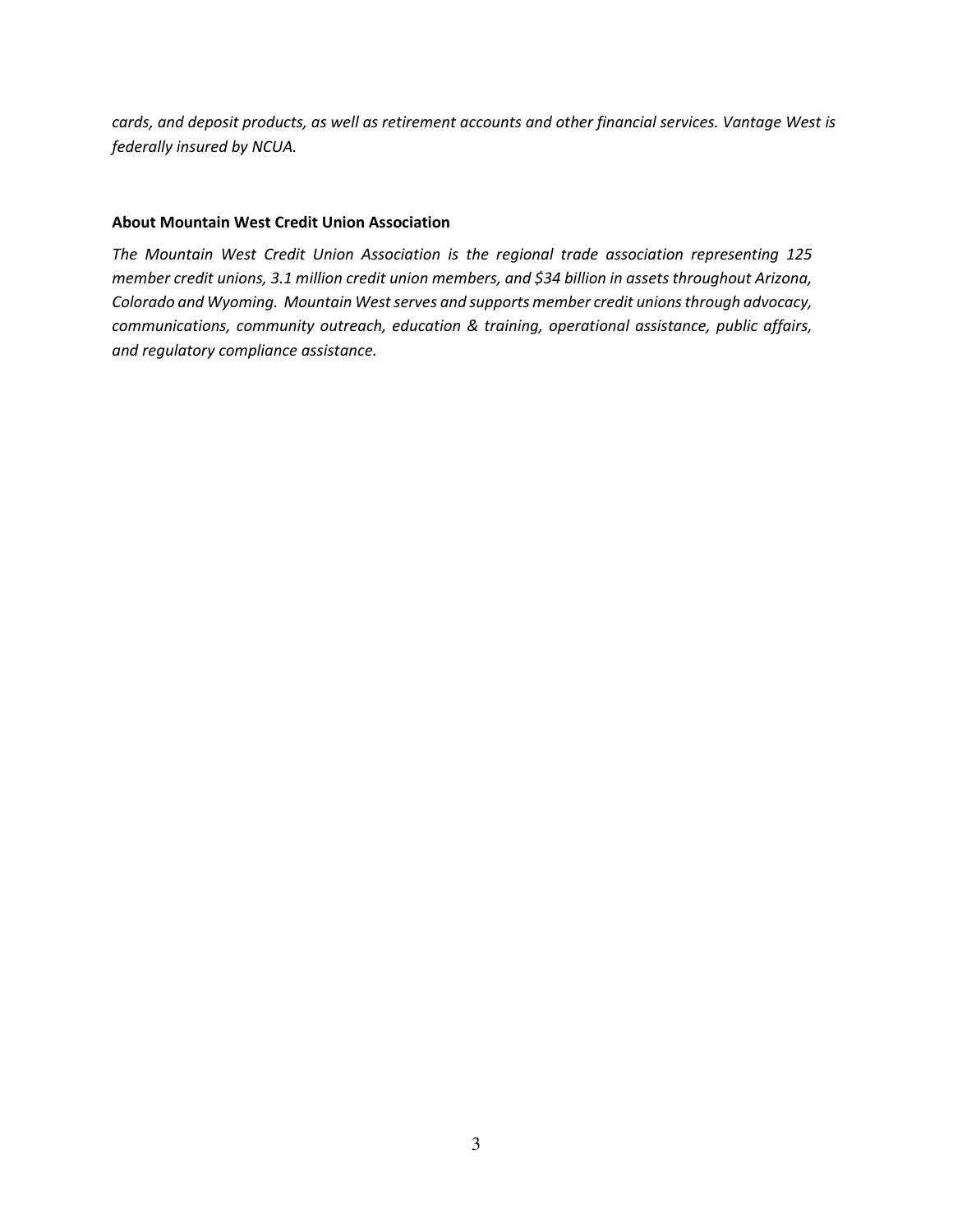*cards, and deposit products, as well as retirement accounts and other financial services. Vantage West is federally insured by NCUA.*

**About Mountain West Credit Union Association**

*The Mountain West Credit Union Association is the regional trade association representing 125 member credit unions, 3.1 million credit union members, and $34 billion in assets throughout Arizona, Colorado and Wyoming. Mountain West serves and supports member credit unions through advocacy, communications, community outreach, education & training, operational assistance, public affairs, and regulatory compliance assistance.*